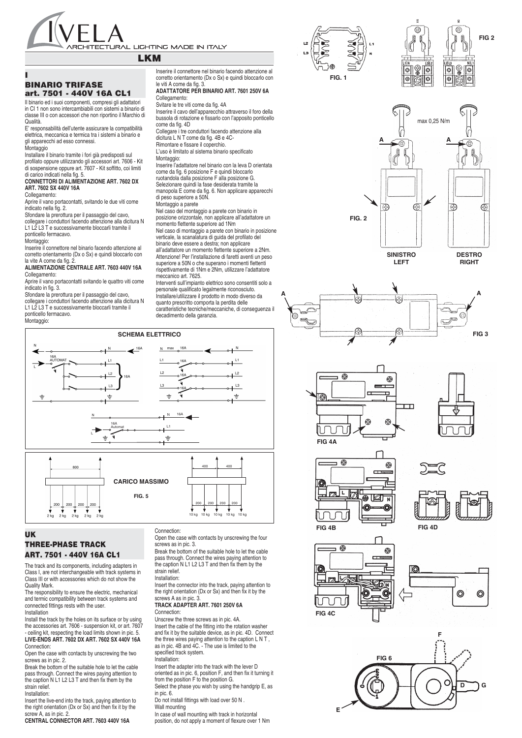# VELA

ARCHITECTURAL LIGHTING MADE IN ITALY

## LKM

## I

## BINARIO TRIFASE art. 7501 - 440V 16A CL1

Il binario ed i suoi componenti, compresi gli adattatori in Cl 1 non sono intercambiabili con sistemi a binario di classe III o con accessori che non riportino il Marchio di Qualità.

E' responsabilità dell'utente assicurare la compatibilità elettrica, meccanica e termica tra i sistemi a binario e gli apparecchi ad esso connessi.

Montaggio

Installare il binario tramite i fori già predisposti sul profilato oppure utilizzando gli accessori art. 7606 - Kit di sospensione oppure art. 7607 - Kit soffitto, coi limiti di carico indicati nella fig. 5.

**CONNETTORI DI ALIMENTAZIONE ART. 7602 DX ART. 7602 SX 440V 16A**

Collegamento:

Aprire il vano portacontatti, svitando le due viti come indicato nella fig. 2.

Sfondare la prerottura per il passaggio del cavo, collegare i conduttori facendo attenzione alla dicitura N L1 L2 L3 T e successivamente bloccarli tramite il ponticello fermacavo.

Montaggio:

Inserire il connettore nel binario facendo attenzione al corretto orientamento (Dx o Sx) e quindi bloccarlo con la vite A come da fig. 2.

**ALIMENTAZIONE CENTRALE ART. 7603 440V 16A**

Collegamento:

Aprire il vano portacontatti svitando le quattro viti come indicato in fig. 3.

Sfondare la prerottura per il passaggio del cavo, collegare i conduttori facendo attenzione alla dicitura N L1 L2 L3 T e successivamente bloccarli tramite il ponticello fermacavo.

Montaggio:

Inserire il connettore nel binario facendo attenzione al corretto orientamento (Dx o Sx) e quindi bloccarlo con le viti A come da fig. 3.

**ADATTATORE PER BINARIO ART. 7601 250V 6A**

Collegamento:

Svitare le tre viti come da fig. 4A

Inserire il cavo dell'apparecchio attraverso il foro della bussola di rotazione e fissarlo con l'apposito ponticello come da fig. 4D

Collegare i tre conduttori facendo attenzione alla dicitura L N T come da fig. 4B e 4C-

Rimontare e fissare il coperchio.

L'uso è limitato al sistema binario specificato

Montaggio:

Inserire l'adattatore nel binario con la leva D orientata come da fig. 6 posizione F e quindi bloccarlo ruotandola dalla posizione F alla posizione G. Selezionare quindi la fase desiderata tramite la manopola E come da fig. 6. Non applicare apparecchi di peso superiore a 50N.

Montaggio a parete

Nel caso del montaggio a parete con binario in posizione orizzontale, non applicare all'adattatore un momento flettente superiore ad 1Nm

Nel caso di montaggio a parete con binario in posizione verticale, la scanalatura di guida del profilato del binario deve essere a destra; non applicare all'adattatore un momento flettente superiore a 2Nm. Attenzione! Per l'installazione di faretti aventi un peso superiore a 50N o che superano i momenti flettenti rispettivamente di 1Nm e 2Nm, utilizzare l'adattatore meccanico art. 7625.

Interventi sull'impianto elettrico sono consentiti solo a personale qualificato legalmente riconosciuto.

Installare/utilizzare il prodotto in modo diverso da quanto prescritto comporta la perdita delle caratteristiche tecniche/meccaniche, di conseguenza il decadimento della garanzia.

FIG. 1

FIG 2

max 0,25 N/m

SINISTRO LEFT

DESTRO RIGHT

FIG 3

FIG 4A

FIG 4B

FIG 4D

FIG 4C

FIG 6

**SCHEMA ELETTRICO**

**CARICO MASSIMO**

FIG. 5

## UK

## THREE-PHASE TRACK ART. 7501 - 440V 16A CL1

The track and its components, including adapters in Class I, are not interchangeable with track systems in Class III or with accessories which do not show the Quality Mark.

The responsibility to ensure the electric, mechanical and termic compatibility between track systems and connected fittings rests with the user.

Installation

Install the track by the holes on its surface or by using the accessories art. 7606 - suspension kit, or art. 7607 - ceiling kit, respecting the load limits shown in pic. 5.

**LIVE-ENDS ART. 7602 DX ART. 7602 SX 440V 16A**

Connection:

Open the case with contacts by unscrewing the two screws as in pic. 2.

Break the bottom of the suitable hole to let the cable pass through. Connect the wires paying attention to the caption N L1 L2 L3 T and then fix them by the strain relief.

Installation:

Insert the live-end into the track, paying attention to the right orientation (Dx or Sx) and then fix it by the screw A, as in pic. 2.

**CENTRAL CONNECTOR ART. 7603 440V 16A**

Connection:

Open the case with contacts by unscrewing the four screws as in pic. 3.

Break the bottom of the suitable hole to let the cable pass through. Connect the wires paying attention to the caption N L1 L2 L3 T and then fix them by the strain relief.

Installation:

Insert the connector into the track, paying attention to the right orientation (Dx or Sx) and then fix it by the screws A as in pic. 3.

**TRACK ADAPTER ART. 7601 250V 6A**

Connection:

Unscrew the three screws as in pic. 4A.

Insert the cable of the fitting into the rotation washer and fix it by the suitable device, as in pic. 4D. Connect the three wires paying attention to the caption L N T , as in pic. 4B and 4C. - The use is limited to the specified track system.

Installation:

Insert the adapter into the track with the lever D oriented as in pic. 6, position F, and then fix it turning it from the position F to the position G.

Select the phase you wish by using the handgrip E, as in pic. 6.

Do not install fittings with load over 50 N .

Wall mounting

In case of wall mounting with track in horizontal position, do not apply a moment of flexure over 1 Nm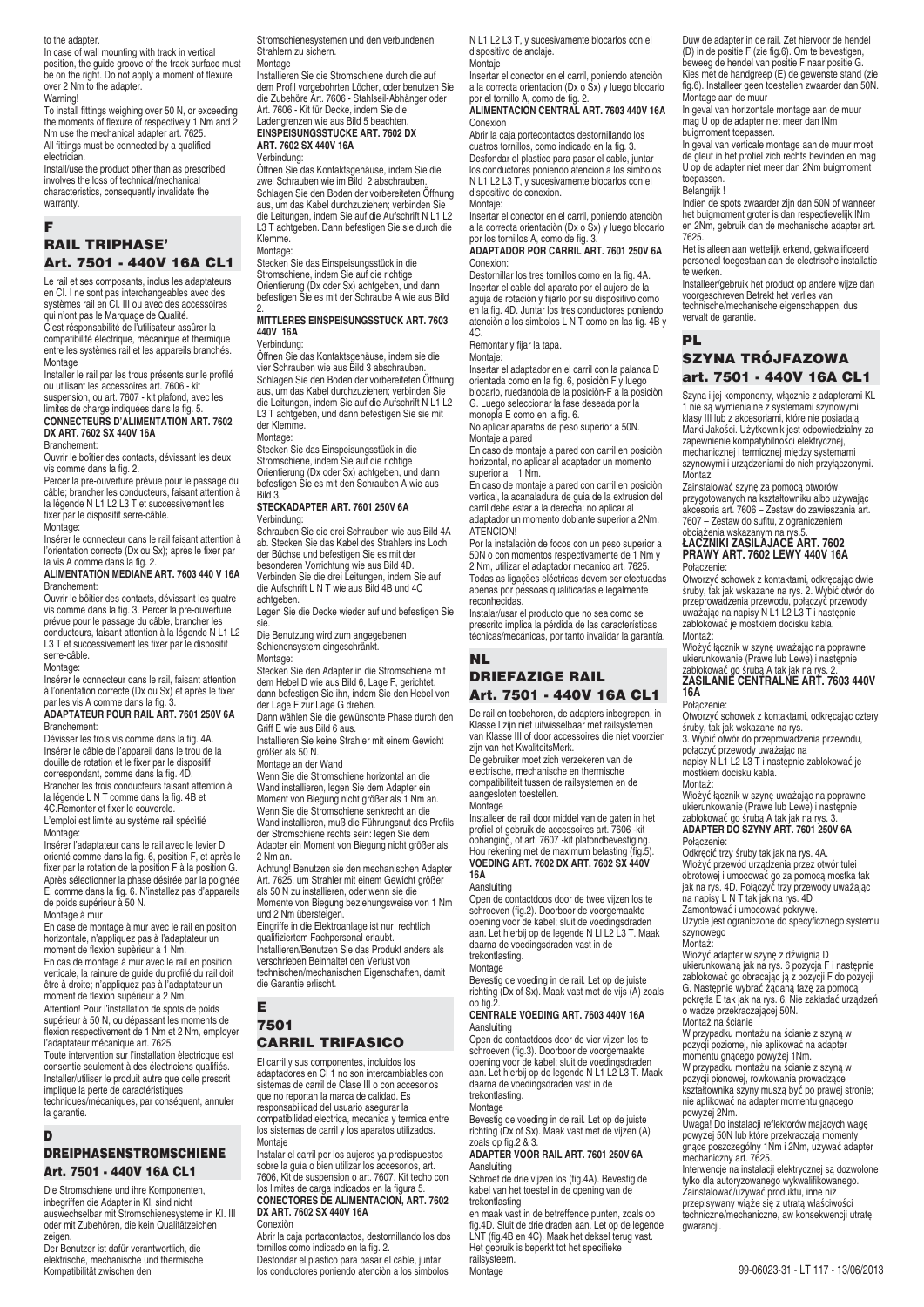to the adapter.
In case of wall mounting with track in vertical position, the guide groove of the track surface must be on the right. Do not apply a moment of flexure over 2 Nm to the adapter.
Warning!
To install fittings weighing over 50 N, or exceeding the moments of flexure of respectively 1 Nm and 2 Nm use the mechanical adapter art. 7625.
All fittings must be connected by a qualified electrician.
Install/use the product other than as prescribed involves the loss of technical/mechanical characteristics, consequently invalidate the warranty.

# F

## RAIL TRIPHASE'

## Art. 7501 - 440V 16A CL1

Le rail et ses composants, inclus les adaptateurs en Cl. I ne sont pas interchangeables avec des systèmes rail en Cl. III ou avec des accessoires qui n'ont pas le Marquage de Qualité.
C'est résponsabilité de l'utilisateur assûrer la compatibilité électrique, mécanique et thermique entre les systèmes rail et les appareils branchés.
Montage
Installer le rail par les trous présents sur le profilé ou utilisant les accessoires art. 7606 - kit suspension, ou art. 7607 - kit plafond, avec les limites de charge indiquées dans la fig. 5.

### CONNECTEURS D'ALIMENTATION ART. 7602 DX ART. 7602 SX 440V 16A

Branchement:
Ouvrir le boîtier des contacts, dévissant les deux vis comme dans la fig. 2.
Percer la pre-ouverture prévue pour le passage du câble; brancher les conducteurs, faisant attention à la légende N L1 L2 L3 T et successivement les fixer par le dispositif serre-câble.
Montage:
Insérer le connecteur dans le rail faisant attention à l'orientation correcte (Dx ou Sx); après le fixer par la vis A comme dans la fig. 2.

### ALIMENTATION MEDIANE ART. 7603 440 V 16A

Branchement:
Ouvrir le boîtier des contacts, dévissant les quatre vis comme dans la fig. 3. Percer la pre-ouverture prévue pour le passage du câble, brancher les conducteurs, faisant attention à la légende N L1 L2 L3 T et successivement les fixer par le dispositif serre-câble.
Montage:
Insérer le connecteur dans le rail, faisant attention à l'orientation correcte (Dx ou Sx) et après le fixer par les vis A comme dans la fig. 3.

### ADAPTATEUR POUR RAIL ART. 7601 250V 6A

Branchement:
Dévisser les trois vis comme dans la fig. 4A.
Insérer le câble de l'appareil dans le trou de la douille de rotation et le fixer par le dispositif correspondant, comme dans la fig. 4D.
Brancher les trois conducteurs faisant attention à la légende L N T comme dans la fig. 4B et 4C.Remonter et fixer le couvercle.
L'emploi est limité au système rail spécifié
Montage:
Insérer l'adaptateur dans le rail avec le levier D orienté comme dans la fig. 6, position F, et après le fixer par la rotation de la position F à la position G. Après sélectionner la phase désirée par la poignée E, comme dans la fig. 6. N'installez pas d'appareils de poids supérieur à 50 N.
Montage à mur
En case de montage à mur avec le rail en position horizontale, n'appliquez pas à l'adaptateur un moment de flexion supérieur à 1 Nm.
En cas de montage à mur avec le rail en position verticale, la rainure de guide du profilé du rail doit être à droite; n'appliquez pas à l'adaptateur un moment de flexion supérieur à 2 Nm.
Attention! Pour l'installation de spots de poids supérieur à 50 N, ou dépassant les moments de flexion respectivement de 1 Nm et 2 Nm, employer l'adaptateur mécanique art. 7625.
Toute intervention sur l'installation èlectrique est consentie seulement à des électriciens qualifiés.
Installer/utiliser le produit autre que celle prescrit implique la perte de caractéristiques techniques/mécaniques, par conséquent, annuler la garantie.

# D

## DREIPHASENSTROMSCHIENE

## Art. 7501 - 440V 16A CL1

Die Stromschiene und ihre Komponenten, inbegriffen die Adapter in Kl, sind nicht auswechselbar mit Stromschienesysteme in Kl. III oder mit Zubehören, die kein Qualitätzeichen zeigen.
Der Benutzer ist dafür verantwortlich, die elektrische, mechanische und thermische Kompatibilität zwischen den Stromschienesystemen und den verbundenen Strahlern zu sichern.
Montage
Installieren Sie die Stromschiene durch die auf dem Profil vorgebohrten Löcher, oder benutzen Sie die Zubehöre Art. 7606 - Stahlseil-Abhänger oder Art. 7606 - Kit für Decke, indem Sie die Ladengrenzen wie aus Bild 5 beachten.

### EINSPEISUNGSSTUCKE ART. 7602 DX ART. 7602 SX 440V 16A

Verbindung:
Öffnen Sie das Kontaktsgehäuse, indem Sie die zwei Schrauben wie im Bild 2 abschrauben.
Schlagen Sie den Boden der vorbereiteten Öffnung aus, um das Kabel durchzuziehen; verbinden Sie die Leitungen, indem Sie auf die Aufschrift N L1 L2 L3 T achtgeben. Dann befestigen Sie sie durch die Klemme.
Montage:
Stecken Sie das Einspeisungsstück in die Stromschiene, indem Sie auf die richtige Orientierung (Dx oder Sx) achtgeben, und dann befestigen Sie es mit der Schraube A wie aus Bild 2.

### MITTLERES EINSPEISUNGSSTUCK ART. 7603 440V 16A

Verbindung:
Öffnen Sie das Kontaktsgehäuse, indem Sie die vier Schrauben wie aus Bild 3 abschrauben.
Schlagen Sie den Boden der vorbereiteten Öffnung aus, um das Kabel durchzuziehen; verbinden Sie die Leitungen, indem Sie auf die Aufschrift N L1 L2 L3 T achtgeben, und dann befestigen Sie sie mit der Klemme.
Montage:
Stecken Sie das Einspeisungsstück in die Stromschiene, indem Sie auf die richtige Orientierung (Dx oder Sx) achtgeben, und dann befestigen Sie es mit den Schrauben A wie aus Bild 3.

### STECKADAPTER ART. 7601 250V 6A

Verbindung:
Schrauben Sie die drei Schrauben wie aus Bild 4A ab. Stecken Sie das Kabel des Strahlers ins Loch der Büchse und befestigen Sie es mit der besonderen Vorrichtung wie aus Bild 4D.
Verbinden Sie die drei Leitungen, indem Sie auf die Aufschrift L N T wie aus Bild 4B und 4C achtgeben.
Legen Sie die Decke wieder auf und befestigen Sie sie.
Die Benutzung wird zum angegebenen Schienensystem eingeschränkt.
Montage:
Stecken Sie den Adapter in die Stromschiene mit dem Hebel D wie aus Bild 6, Lage F, gerichtet, dann befestigen Sie ihn, indem Sie den Hebel von der Lage F zur Lage G drehen.
Dann wählen Sie die gewünschte Phase durch den Griff E wie aus Bild 6 aus.
Installieren Sie keine Strahler mit einem Gewicht größer als 50 N.
Montage an der Wand
Wenn Sie die Stromschiene horizontal an die Wand installieren, legen Sie dem Adapter ein Moment von Biegung nicht größer als 1 Nm an.
Wenn Sie die Stromschiene senkrecht an die Wand installieren, muß die Führungsnut des Profils der Stromschiene rechts sein: legen Sie dem Adapter ein Moment von Biegung nicht größer als 2 Nm an.
Achtung! Benutzen sie den mechanischen Adapter Art. 7625, um Strahler mit einem Gewicht größer als 50 N zu installieren, oder wenn sie die Momente von Biegung beziehungsweise von 1 Nm und 2 Nm übersteigen.
Eingriffe in die Elektroanlage ist nur rechtlich qualifiziertem Fachpersonal erlaubt.
Installieren/Benutzen Sie das Produkt anders als verschrieben Beinhaltet den Verlust von technischen/mechanischen Eigenschaften, damit die Garantie erlischt.

# E

## 7501

## CARRIL TRIFASICO

El carril y sus componentes, incluidos los adaptadores en Cl 1 no son intercambiables con sistemas de carril de Clase III o con accesorios que no reportan la marca de calidad. Es responsabilidad del usuario asegurar la compatibilidad electrica, mecanica y termica entre los sistemas de carril y los aparatos utilizados.
Montaje
Instalar el carril por los agujeros ya predispuestos sobre la guia o bien utilizar los accesorios, art. 7606, Kit de suspension o art. 7607, Kit techo con los limites de carga indicados en la figura 5.

### CONECTORES DE ALIMENTACION, ART. 7602 DX ART. 7602 SX 440V 16A

Conexiòn
Abrir la caja portacontactos, destornillando los tornillos como indicado en la fig. 2.
Desfondar el plastico para pasar el cable, juntar los conductores poniendo atenciòn a los simbolos N L1 L2 L3 T, y sucesivamente blocarlos con el dispositivo de anclaje.
Montaje
Insertar el conector en el carril, poniendo atenciòn a la correcta orientacion (Dx o Sx) y luego blocarlo por el tornillo A, como de fig. 2.

### ALIMENTACION CENTRAL ART. 7603 440V 16A

Conexion
Abrir la caja portecontactos destornillando los cuatros tornillos, como indicado en la fig. 3.
Desfondar el plastico para pasar el cable, juntar los conductores poniendo atencion a los simbolos N L1 L2 L3 T, y sucesivamente blocarlos con el dispositivo de conexion.
Montaje:
Insertar el conector en el carril, poniendo atenciòn a la correcta orientaciòn (Dx o Sx) y luego blocarlo por los tornillos A, como de fig. 3.

### ADAPTADOR POR CARRIL ART. 7601 250V 6A

Conexion:
Destornillar los tres tornillos como en la fig. 4A.
Insertar el cable del aparato por el aujero de la aguja de rotaciòn y fijarlo por su dispositivo como en la fig. 4D. Juntar los tres conductores poniendo atenciòn a los simbolos L N T como en las fig. 4B y 4C.
Remontar y fijar la tapa.
Montaje:
Insertar el adaptador en el carril con la palanca D orientada como en la fig. 6, posiciòn F y luego blocarlo, ruedandola de la posiciòn-F a la posiciòn G. Luego seleccionar la fase deseada por la monopla E como en la fig. 6.
No aplicar aparatos de peso superior a 50N.
Montaje a pared
En caso de montaje a pared con carril en posiciòn horizontal, no aplicar al adaptador un momento superior a 1 Nm.
En caso de montaje a pared con carril en posiciòn vertical, la acanaladura de guia de la extrusion del carril debe estar a la derecha; no aplicar al adaptador un momento doblante superior a 2Nm.
ATENCION!
Por la instalaciòn de focos con un peso superior a 50N o con momentos respectivamente de 1 Nm y 2 Nm, utilizar el adaptador mecanico art. 7625.
Todas as ligações eléctricas devem ser efectuadas apenas por pessoas qualificadas e legalmente reconhecidas.
Instalar/usar el producto que no sea como se prescrito implica la pérdida de las caracteristicas técnicas/mecanicas, por tanto invalidar la garantía.

# NL

## DRIEFAZIGE RAIL

## Art. 7501 - 440V 16A CL1

De rail en toebehoren, de adapters inbegrepen, in Klasse I zijn niet uitwisselbaar met railsystemen van Klasse III of door accessoires die niet voorzien zijn van het KwaliteitsMerk.
De gebruiker moet zich verzekeren van de electrische, mechanische en thermische compatibiliteit tussen de railsystemen en de aangesloten toestellen.
Montage
Installeer de rail door middel van de gaten in het profiel of gebruik de accessoires art. 7606 -kit ophanging, of art. 7607 -kit plafondbevestiging.
Hou rekening met de maximum belasting (fig.5).

### VOEDING ART. 7602 DX ART. 7602 SX 440V 16A

Aansluiting
Open de contactdoos door de twee vijzen los te schroeven (fig.2). Doorboor de voorgemaakte opening voor de kabel; sluit de voedingsdraden aan. Let hierbij op de legende N Ll L2 L3 T. Maak daarna de voedingsdraden vast in de trekontlasting.
Montage
Bevestig de voeding in de rail. Let op de juiste richting (Dx of Sx). Maak vast met de vijs (A) zoals op fig.2.

### CENTRALE VOEDING ART. 7603 440V 16A

Aansluiting
Open de contactdoos door de vier vijzen los te schroeven (fig.3). Doorboor de voorgemaakte opening voor de kabel; sluit de voedingsdraden aan. Let hierbij op de legende N L1 L2 L3 T. Maak daarna de voedingsdraden vast in de trekontlasting.
Montage
Bevestig de voeding in de rail. Let op de juiste richting (Dx of Sx). Maak vast met de vijzen (A) zoals op fig.2 & 3.

### ADAPTER VOOR RAIL ART. 7601 250V 6A

Aansluiting
Schroef de drie vijzen los (fig.4A). Bevestig de kabel van het toestel in de opening van de trekontlasting
en maak vast in de betreffende punten, zoals op fig.4D. Sluit de drie draden aan. Let op de legende LNT (fig.4B en 4C). Maak het deksel terug vast.
Het gebruik is beperkt tot het specifieke railsysteem.
Montage
Duw de adapter in de rail. Zet hiervoor de hendel (D) in de positie F (zie fig.6). Om te bevestigen, beweeg de hendel van positie F naar positie G.
Kies met de handgreep (E) de gewenste stand (zie fig.6). Installeer geen toestellen zwaarder dan 50N.
Montage aan de muur
In geval van horizontale montage aan de muur mag U op de adapter niet meer dan lNm buigmoment toepassen.
In geval van verticale montage aan de muur moet de gleuf in het profiel zich rechts bevinden en mag U op de adapter niet meer dan 2Nm buigmoment toepassen.
Belangrijk !
Indien de spots zwaarder zijn dan 50N of wanneer het buigmoment groter is dan respectievelijk lNm en 2Nm, gebruik dan de mechanische adapter art. 7625.
Het is alleen aan wettelijk erkend, gekwalificeerd personeel toegestaan aan de electrische installatie te werken.
Installeer/gebruik het product op andere wijze dan voorgeschreven Betrekt het verlies van technische/mechanische eigenschappen, dus vervalt de garantie.

# PL

## SZYNA TRÓJFAZOWA

## art. 7501 - 440V 16A CL1

Szyna i jej komponenty, włącznie z adapterami KL 1 nie są wymienialne z systemami szynowymi klasy III lub z akcesoriami, które nie posiadają Marki Jakości. Użytkownik jest odpowiedzialny za zapewnienie kompatybilności elektrycznej, mechanicznej i termicznej między systemami szynowymi i urządzeniami do nich przyłączonymi.
Montaż
Zainstalować szynę za pomocą otworów przygotowanych na kształtowniku albo używając akcesoria art. 7606 – Zestaw do zawieszania art. 7607 – Zestaw do sufitu, z ograniczeniem obciążenia wskazanym na rys.5.

### ŁĄCZNIKI ZASILAJĄCE ART. 7602 PRAWY ART. 7602 LEWY 440V 16A

Połączenie:
Otworzyć schowek z kontaktami, odkręcając dwie śruby, tak jak wskazane na rys. 2. Wybić otwór do przeprowadzenia przewodu, połączyć przewody uważając na napisy N L1 L2 L3 T i następnie zablokować je mostkiem docisku kabla.
Montaż:
Włożyć łącznik w szynę uważając na poprawne ukierunkowanie (Prawe lub Lewe) i następnie zablokować go śrubą A tak jak na rys. 2.

### ZASILANIE CENTRALNE ART. 7603 440V 16A

Połączenie:
Otworzyć schowek z kontaktami, odkręcając cztery śruby, tak jak wskazane na rys.
3. Wybić otwór do przeprowadzenia przewodu, połączyć przewody uważając na napisy N L1 L2 L3 T i następnie zablokować je mostkiem docisku kabla.
Montaż:
Włożyć łącznik w szynę uważając na poprawne ukierunkowanie (Prawe lub Lewe) i następnie zablokować go śrubą A tak jak na rys. 3.

### ADAPTER DO SZYNY ART. 7601 250V 6A

Połączenie:
Odkręcić trzy śruby tak jak na rys. 4A.
Włożyć przewód urządzenia przez otwór tulei obrotowej i umocować go za pomocą mostka tak jak na rys. 4D. Połączyć trzy przewody uważając na napisy L N T tak jak na rys. 4D
Zamontować i umocować pokrywę.
Użycie jest ograniczone do specyficznego systemu szynowego
Montaż:
Włożyć adapter w szynę z dźwignią D ukierunkowaną jak na rys. 6 pozycja F i następnie zablokować go obracając ją z pozycji F do pozycji G. Następnie wybrać żądaną fazę za pomocą pokrętła E tak jak na rys. 6. Nie zakładać urządzeń o wadze przekraczającej 50N.
Montaż na ścianie
W przypadku montażu na ścianie z szyną w pozycji poziomej, nie aplikować na adapter momentu gnącego powyżej 1Nm.
W przypadku montażu na ścianie z szyną w pozycji pionowej, rowkowania prowadzące kształtownika szyny muszą być po prawej stronie; nie aplikować na adapter momentu gnącego powyżej 2Nm.
Uwaga! Do instalacji reflektorów mających wagę powyżej 50N lub które przekraczają momenty gnące poszczególny 1Nm i 2Nm, używać adapter mechaniczny art. 7625.
Interwencje na instalacji elektrycznej są dozwolone tylko dla autoryzowanego wykwalifikowanego.
Zainstalować/używać produktu, inne niż przepisywany wiąże się z utratą właściwości techniczne/mechaniczne, aw konsekwencji utratę gwarancji.

99-06023-31 - LT 117 - 13/06/2013